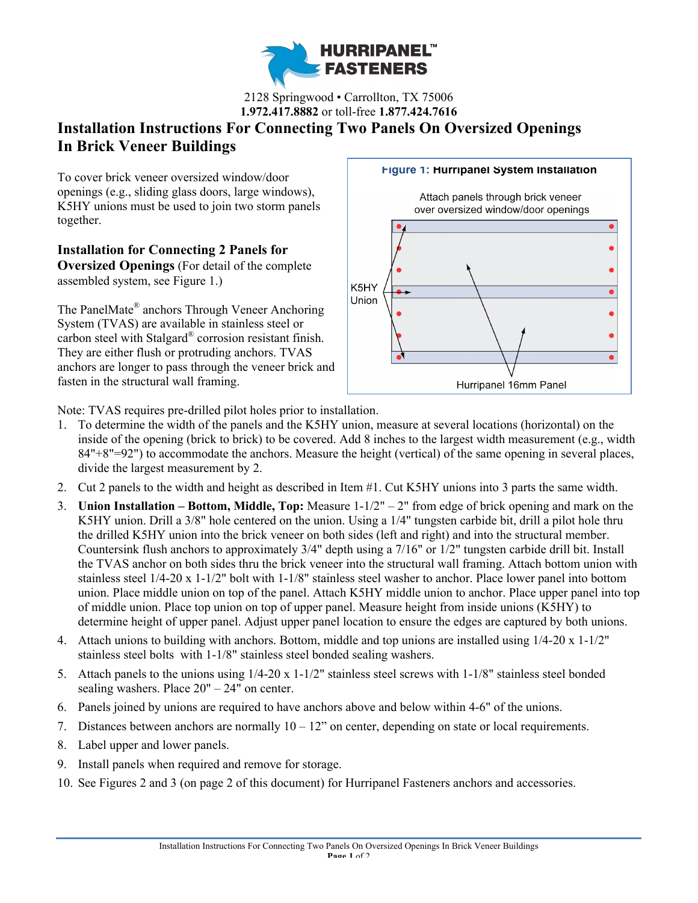# HURRIPANEL™ FASTENERS

2128 Springwood • Carrollton, TX 75006
**1.972.417.8882** or toll-free **1.877.424.7616**

## Installation Instructions For Connecting Two Panels On Oversized Openings In Brick Veneer Buildings

To cover brick veneer oversized window/door openings (e.g., sliding glass doors, large windows), K5HY unions must be used to join two storm panels together.

**Installation for Connecting 2 Panels for Oversized Openings** (For detail of the complete assembled system, see Figure 1.)

The PanelMate® anchors Through Veneer Anchoring System (TVAS) are available in stainless steel or carbon steel with Stalgard® corrosion resistant finish. They are either flush or protruding anchors. TVAS anchors are longer to pass through the veneer brick and fasten in the structural wall framing.

**Figure 1:** Hurripanel System Installation

Attach panels through brick veneer over oversized window/door openings

K5HY Union

Hurripanel 16mm Panel

Note: TVAS requires pre-drilled pilot holes prior to installation.

1. To determine the width of the panels and the K5HY union, measure at several locations (horizontal) on the inside of the opening (brick to brick) to be covered. Add 8 inches to the largest width measurement (e.g., width 84"+8"=92") to accommodate the anchors. Measure the height (vertical) of the same opening in several places, divide the largest measurement by 2.
2. Cut 2 panels to the width and height as described in Item #1. Cut K5HY unions into 3 parts the same width.
3. **Union Installation – Bottom, Middle, Top:** Measure 1-1/2" – 2" from edge of brick opening and mark on the K5HY union. Drill a 3/8" hole centered on the union. Using a 1/4" tungsten carbide bit, drill a pilot hole thru the drilled K5HY union into the brick veneer on both sides (left and right) and into the structural member. Countersink flush anchors to approximately 3/4" depth using a 7/16" or 1/2" tungsten carbide drill bit. Install the TVAS anchor on both sides thru the brick veneer into the structural wall framing. Attach bottom union with stainless steel 1/4-20 x 1-1/2" bolt with 1-1/8" stainless steel washer to anchor. Place lower panel into bottom union. Place middle union on top of the panel. Attach K5HY middle union to anchor. Place upper panel into top of middle union. Place top union on top of upper panel. Measure height from inside unions (K5HY) to determine height of upper panel. Adjust upper panel location to ensure the edges are captured by both unions.
4. Attach unions to building with anchors. Bottom, middle and top unions are installed using 1/4-20 x 1-1/2" stainless steel bolts with 1-1/8" stainless steel bonded sealing washers.
5. Attach panels to the unions using 1/4-20 x 1-1/2" stainless steel screws with 1-1/8" stainless steel bonded sealing washers. Place 20" – 24" on center.
6. Panels joined by unions are required to have anchors above and below within 4-6" of the unions.
7. Distances between anchors are normally 10 – 12" on center, depending on state or local requirements.
8. Label upper and lower panels.
9. Install panels when required and remove for storage.
10. See Figures 2 and 3 (on page 2 of this document) for Hurripanel Fasteners anchors and accessories.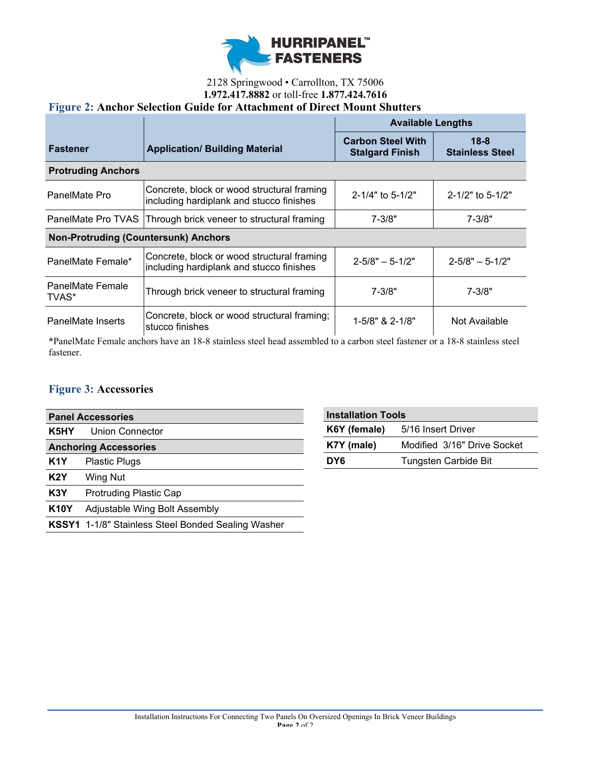HURRIPANEL™ FASTENERS

2128 Springwood • Carrollton, TX 75006
**1.972.417.8882** or toll-free **1.877.424.7616**

## Figure 2: Anchor Selection Guide for Attachment of Direct Mount Shutters

| Fastener | Application/ Building Material | Available Lengths | |
|---|---|---|---|
| | | Carbon Steel With Stalgard Finish | 18-8 Stainless Steel |
| **Protruding Anchors** | | | |
| PanelMate Pro | Concrete, block or wood structural framing including hardiplank and stucco finishes | 2-1/4" to 5-1/2" | 2-1/2" to 5-1/2" |
| PanelMate Pro TVAS | Through brick veneer to structural framing | 7-3/8" | 7-3/8" |
| **Non-Protruding (Countersunk) Anchors** | | | |
| PanelMate Female* | Concrete, block or wood structural framing including hardiplank and stucco finishes | 2-5/8" – 5-1/2" | 2-5/8" – 5-1/2" |
| PanelMate Female TVAS* | Through brick veneer to structural framing | 7-3/8" | 7-3/8" |
| PanelMate Inserts | Concrete, block or wood structural framing; stucco finishes | 1-5/8" & 2-1/8" | Not Available |

*PanelMate Female anchors have an 18-8 stainless steel head assembled to a carbon steel fastener or a 18-8 stainless steel fastener.

## Figure 3: Accessories

| Panel Accessories | |
|---|---|
| **K5HY** | Union Connector |
| **Anchoring Accessories** | |
| **K1Y** | Plastic Plugs |
| **K2Y** | Wing Nut |
| **K3Y** | Protruding Plastic Cap |
| **K10Y** | Adjustable Wing Bolt Assembly |
| **KSSY1** | 1-1/8" Stainless Steel Bonded Sealing Washer |

| Installation Tools | |
|---|---|
| **K6Y (female)** | 5/16 Insert Driver |
| **K7Y (male)** | Modified 3/16" Drive Socket |
| **DY6** | Tungsten Carbide Bit |